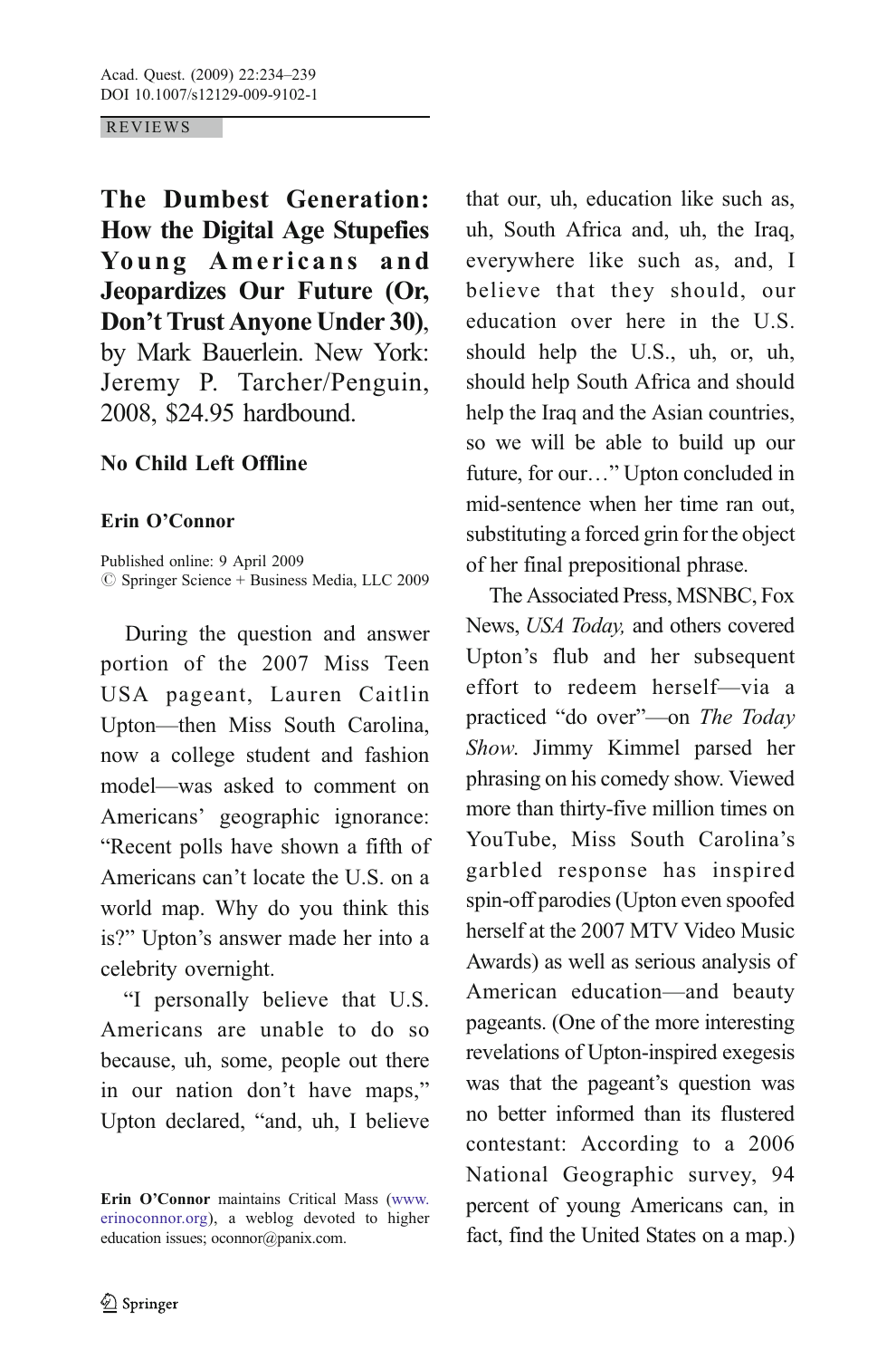REVIEWS

# The Dumbest Generation: How the Digital Age Stupefies Young Americans and Jeopardizes Our Future (Or, Don't Trust Anyone Under 30), by Mark Bauerlein. New York: Jeremy P. Tarcher/Penguin, 2008, $24.95 hardbound.

## No Child Left Offline

**Erin O'Connor**

Published online: 9 April 2009
© Springer Science + Business Media, LLC 2009

During the question and answer portion of the 2007 Miss Teen USA pageant, Lauren Caitlin Upton—then Miss South Carolina, now a college student and fashion model—was asked to comment on Americans' geographic ignorance: "Recent polls have shown a fifth of Americans can't locate the U.S. on a world map. Why do you think this is?" Upton's answer made her into a celebrity overnight.

"I personally believe that U.S. Americans are unable to do so because, uh, some, people out there in our nation don't have maps," Upton declared, "and, uh, I believe that our, uh, education like such as, uh, South Africa and, uh, the Iraq, everywhere like such as, and, I believe that they should, our education over here in the U.S. should help the U.S., uh, or, uh, should help South Africa and should help the Iraq and the Asian countries, so we will be able to build up our future, for our…" Upton concluded in mid-sentence when her time ran out, substituting a forced grin for the object of her final prepositional phrase.

The Associated Press, MSNBC, Fox News, *USA Today,* and others covered Upton's flub and her subsequent effort to redeem herself—via a practiced "do over"—on *The Today Show*. Jimmy Kimmel parsed her phrasing on his comedy show. Viewed more than thirty-five million times on YouTube, Miss South Carolina's garbled response has inspired spin-off parodies (Upton even spoofed herself at the 2007 MTV Video Music Awards) as well as serious analysis of American education—and beauty pageants. (One of the more interesting revelations of Upton-inspired exegesis was that the pageant's question was no better informed than its flustered contestant: According to a 2006 National Geographic survey, 94 percent of young Americans can, in fact, find the United States on a map.)

**Erin O'Connor** maintains Critical Mass (www.erinoconnor.org), a weblog devoted to higher education issues; oconnor@panix.com.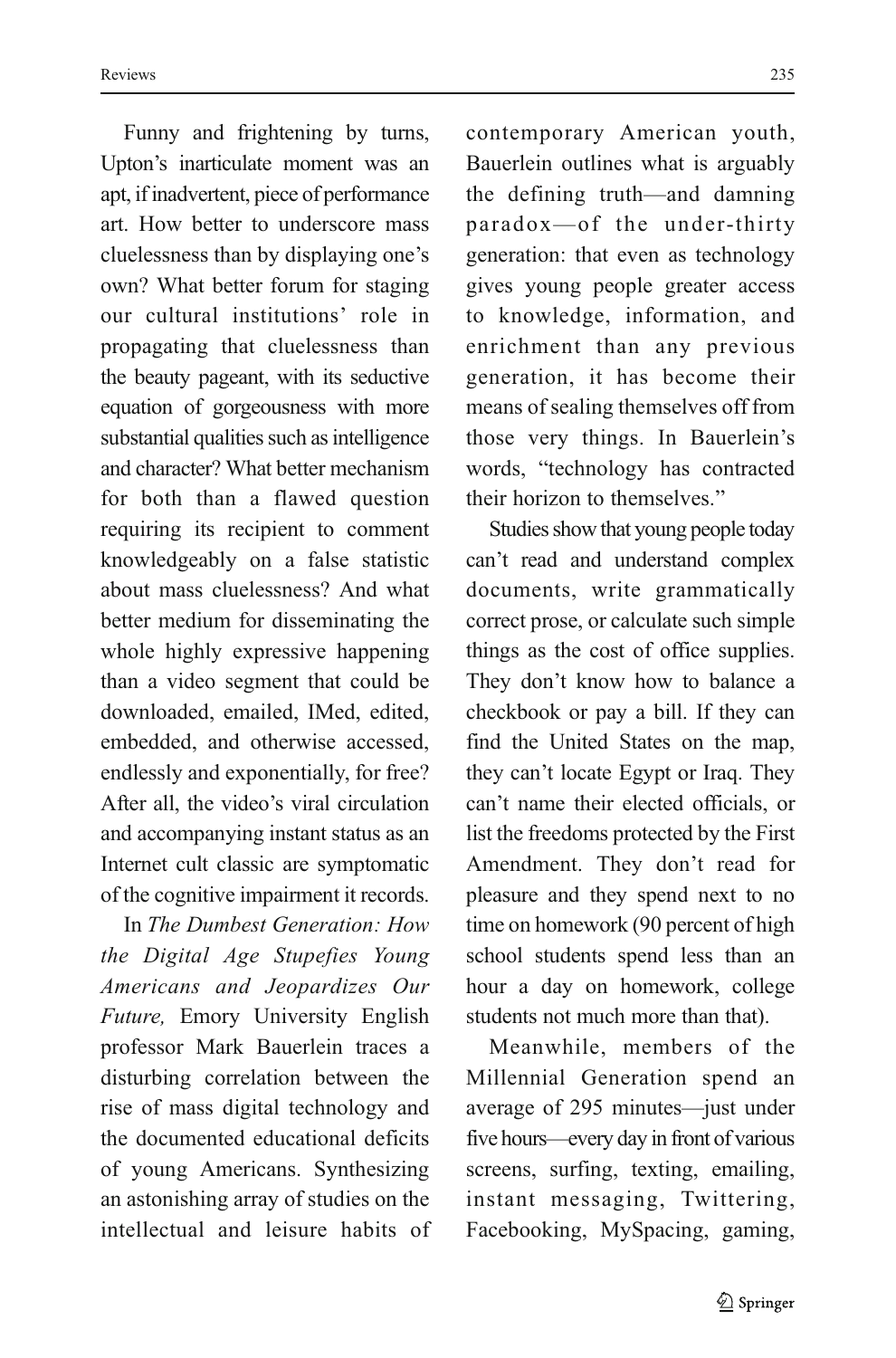Funny and frightening by turns, Upton's inarticulate moment was an apt, if inadvertent, piece of performance art. How better to underscore mass cluelessness than by displaying one's own? What better forum for staging our cultural institutions' role in propagating that cluelessness than the beauty pageant, with its seductive equation of gorgeousness with more substantial qualities such as intelligence and character? What better mechanism for both than a flawed question requiring its recipient to comment knowledgeably on a false statistic about mass cluelessness? And what better medium for disseminating the whole highly expressive happening than a video segment that could be downloaded, emailed, IMed, edited, embedded, and otherwise accessed, endlessly and exponentially, for free? After all, the video's viral circulation and accompanying instant status as an Internet cult classic are symptomatic of the cognitive impairment it records.

In *The Dumbest Generation: How the Digital Age Stupefies Young Americans and Jeopardizes Our Future,* Emory University English professor Mark Bauerlein traces a disturbing correlation between the rise of mass digital technology and the documented educational deficits of young Americans. Synthesizing an astonishing array of studies on the intellectual and leisure habits of contemporary American youth, Bauerlein outlines what is arguably the defining truth—and damning paradox—of the under-thirty generation: that even as technology gives young people greater access to knowledge, information, and enrichment than any previous generation, it has become their means of sealing themselves off from those very things. In Bauerlein's words, "technology has contracted their horizon to themselves."

Studies show that young people today can't read and understand complex documents, write grammatically correct prose, or calculate such simple things as the cost of office supplies. They don't know how to balance a checkbook or pay a bill. If they can find the United States on the map, they can't locate Egypt or Iraq. They can't name their elected officials, or list the freedoms protected by the First Amendment. They don't read for pleasure and they spend next to no time on homework (90 percent of high school students spend less than an hour a day on homework, college students not much more than that).

Meanwhile, members of the Millennial Generation spend an average of 295 minutes—just under five hours—every day in front of various screens, surfing, texting, emailing, instant messaging, Twittering, Facebooking, MySpacing, gaming,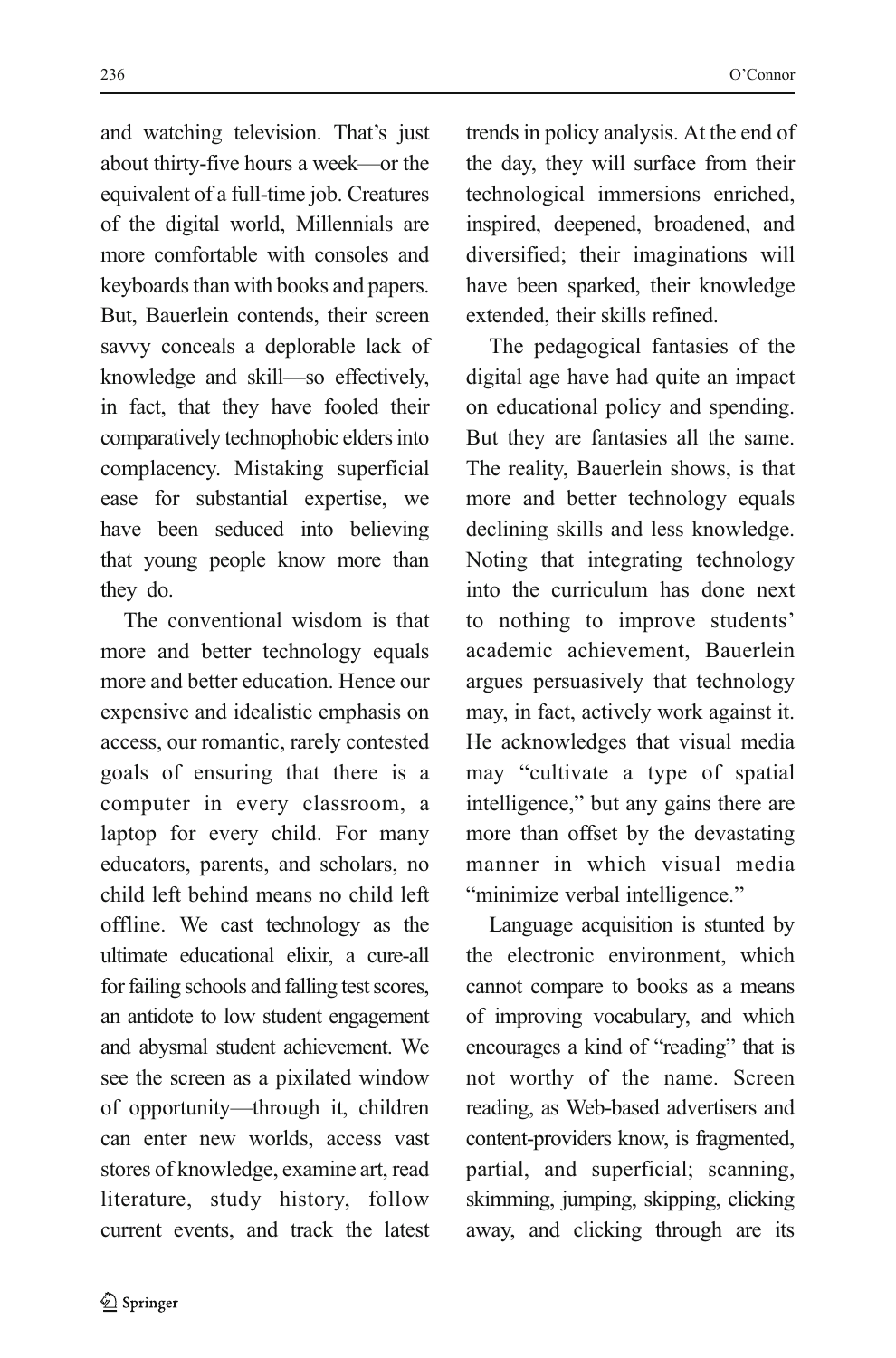and watching television. That's just about thirty-five hours a week—or the equivalent of a full-time job. Creatures of the digital world, Millennials are more comfortable with consoles and keyboards than with books and papers. But, Bauerlein contends, their screen savvy conceals a deplorable lack of knowledge and skill—so effectively, in fact, that they have fooled their comparatively technophobic elders into complacency. Mistaking superficial ease for substantial expertise, we have been seduced into believing that young people know more than they do.

The conventional wisdom is that more and better technology equals more and better education. Hence our expensive and idealistic emphasis on access, our romantic, rarely contested goals of ensuring that there is a computer in every classroom, a laptop for every child. For many educators, parents, and scholars, no child left behind means no child left offline. We cast technology as the ultimate educational elixir, a cure-all for failing schools and falling test scores, an antidote to low student engagement and abysmal student achievement. We see the screen as a pixilated window of opportunity—through it, children can enter new worlds, access vast stores of knowledge, examine art, read literature, study history, follow current events, and track the latest trends in policy analysis. At the end of the day, they will surface from their technological immersions enriched, inspired, deepened, broadened, and diversified; their imaginations will have been sparked, their knowledge extended, their skills refined.

The pedagogical fantasies of the digital age have had quite an impact on educational policy and spending. But they are fantasies all the same. The reality, Bauerlein shows, is that more and better technology equals declining skills and less knowledge. Noting that integrating technology into the curriculum has done next to nothing to improve students' academic achievement, Bauerlein argues persuasively that technology may, in fact, actively work against it. He acknowledges that visual media may "cultivate a type of spatial intelligence," but any gains there are more than offset by the devastating manner in which visual media "minimize verbal intelligence."

Language acquisition is stunted by the electronic environment, which cannot compare to books as a means of improving vocabulary, and which encourages a kind of "reading" that is not worthy of the name. Screen reading, as Web-based advertisers and content-providers know, is fragmented, partial, and superficial; scanning, skimming, jumping, skipping, clicking away, and clicking through are its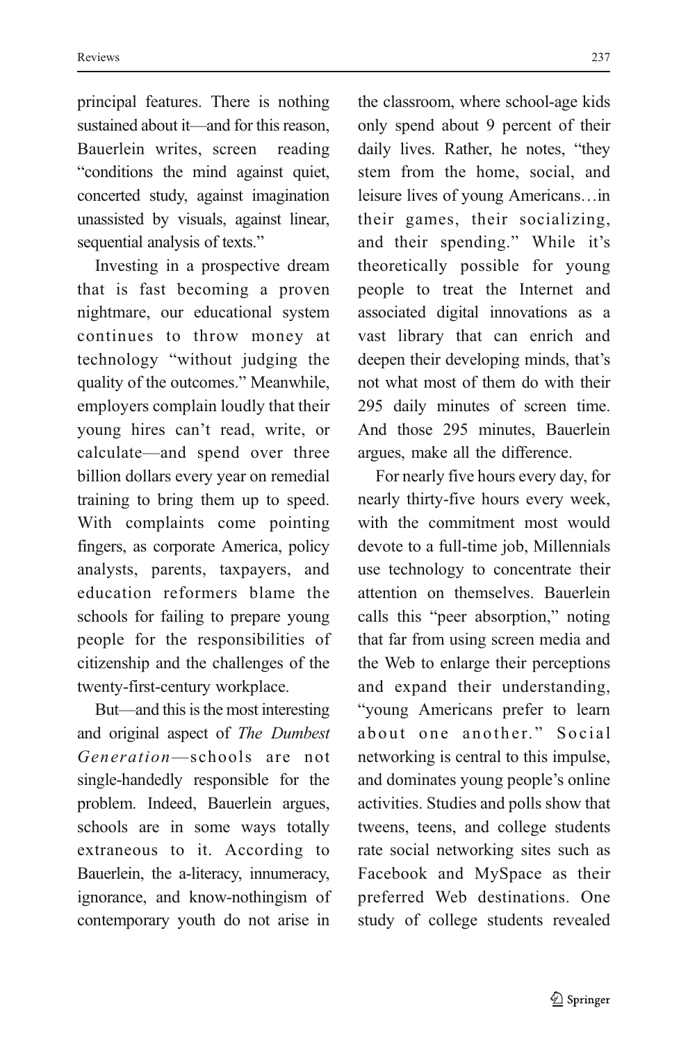principal features. There is nothing sustained about it—and for this reason, Bauerlein writes, screen reading "conditions the mind against quiet, concerted study, against imagination unassisted by visuals, against linear, sequential analysis of texts."

Investing in a prospective dream that is fast becoming a proven nightmare, our educational system continues to throw money at technology "without judging the quality of the outcomes." Meanwhile, employers complain loudly that their young hires can't read, write, or calculate—and spend over three billion dollars every year on remedial training to bring them up to speed. With complaints come pointing fingers, as corporate America, policy analysts, parents, taxpayers, and education reformers blame the schools for failing to prepare young people for the responsibilities of citizenship and the challenges of the twenty-first-century workplace.

But—and this is the most interesting and original aspect of *The Dumbest Generation*—schools are not single-handedly responsible for the problem. Indeed, Bauerlein argues, schools are in some ways totally extraneous to it. According to Bauerlein, the a-literacy, innumeracy, ignorance, and know-nothingism of contemporary youth do not arise in the classroom, where school-age kids only spend about 9 percent of their daily lives. Rather, he notes, "they stem from the home, social, and leisure lives of young Americans…in their games, their socializing, and their spending." While it's theoretically possible for young people to treat the Internet and associated digital innovations as a vast library that can enrich and deepen their developing minds, that's not what most of them do with their 295 daily minutes of screen time. And those 295 minutes, Bauerlein argues, make all the difference.

For nearly five hours every day, for nearly thirty-five hours every week, with the commitment most would devote to a full-time job, Millennials use technology to concentrate their attention on themselves. Bauerlein calls this "peer absorption," noting that far from using screen media and the Web to enlarge their perceptions and expand their understanding, "young Americans prefer to learn about one another." Social networking is central to this impulse, and dominates young people's online activities. Studies and polls show that tweens, teens, and college students rate social networking sites such as Facebook and MySpace as their preferred Web destinations. One study of college students revealed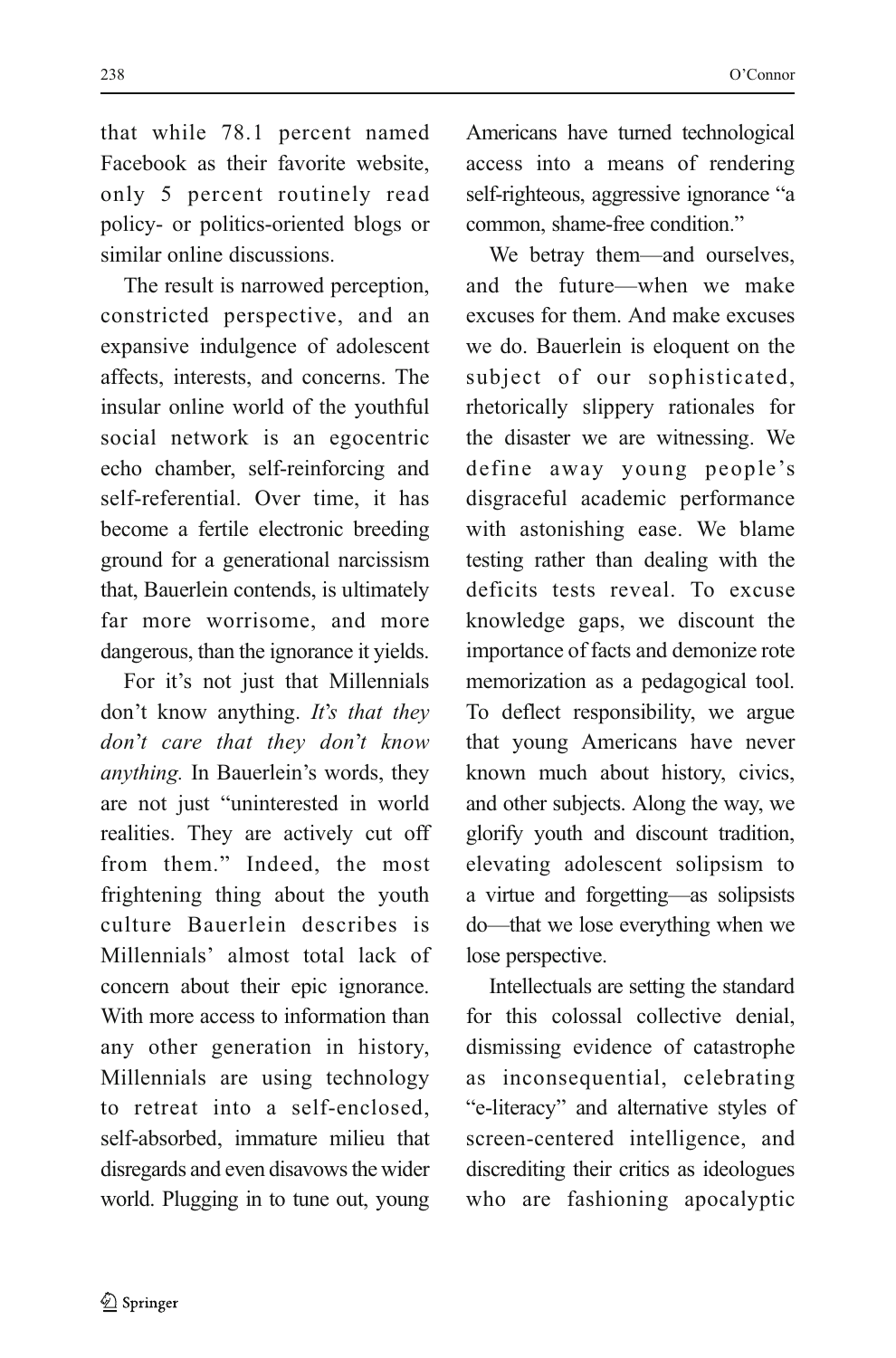that while 78.1 percent named Facebook as their favorite website, only 5 percent routinely read policy- or politics-oriented blogs or similar online discussions.

The result is narrowed perception, constricted perspective, and an expansive indulgence of adolescent affects, interests, and concerns. The insular online world of the youthful social network is an egocentric echo chamber, self-reinforcing and self-referential. Over time, it has become a fertile electronic breeding ground for a generational narcissism that, Bauerlein contends, is ultimately far more worrisome, and more dangerous, than the ignorance it yields.

For it's not just that Millennials don't know anything. *It's that they don't care that they don't know anything.* In Bauerlein's words, they are not just "uninterested in world realities. They are actively cut off from them." Indeed, the most frightening thing about the youth culture Bauerlein describes is Millennials' almost total lack of concern about their epic ignorance. With more access to information than any other generation in history, Millennials are using technology to retreat into a self-enclosed, self-absorbed, immature milieu that disregards and even disavows the wider world. Plugging in to tune out, young Americans have turned technological access into a means of rendering self-righteous, aggressive ignorance "a common, shame-free condition."

We betray them—and ourselves, and the future—when we make excuses for them. And make excuses we do. Bauerlein is eloquent on the subject of our sophisticated, rhetorically slippery rationales for the disaster we are witnessing. We define away young people's disgraceful academic performance with astonishing ease. We blame testing rather than dealing with the deficits tests reveal. To excuse knowledge gaps, we discount the importance of facts and demonize rote memorization as a pedagogical tool. To deflect responsibility, we argue that young Americans have never known much about history, civics, and other subjects. Along the way, we glorify youth and discount tradition, elevating adolescent solipsism to a virtue and forgetting—as solipsists do—that we lose everything when we lose perspective.

Intellectuals are setting the standard for this colossal collective denial, dismissing evidence of catastrophe as inconsequential, celebrating "e-literacy" and alternative styles of screen-centered intelligence, and discrediting their critics as ideologues who are fashioning apocalyptic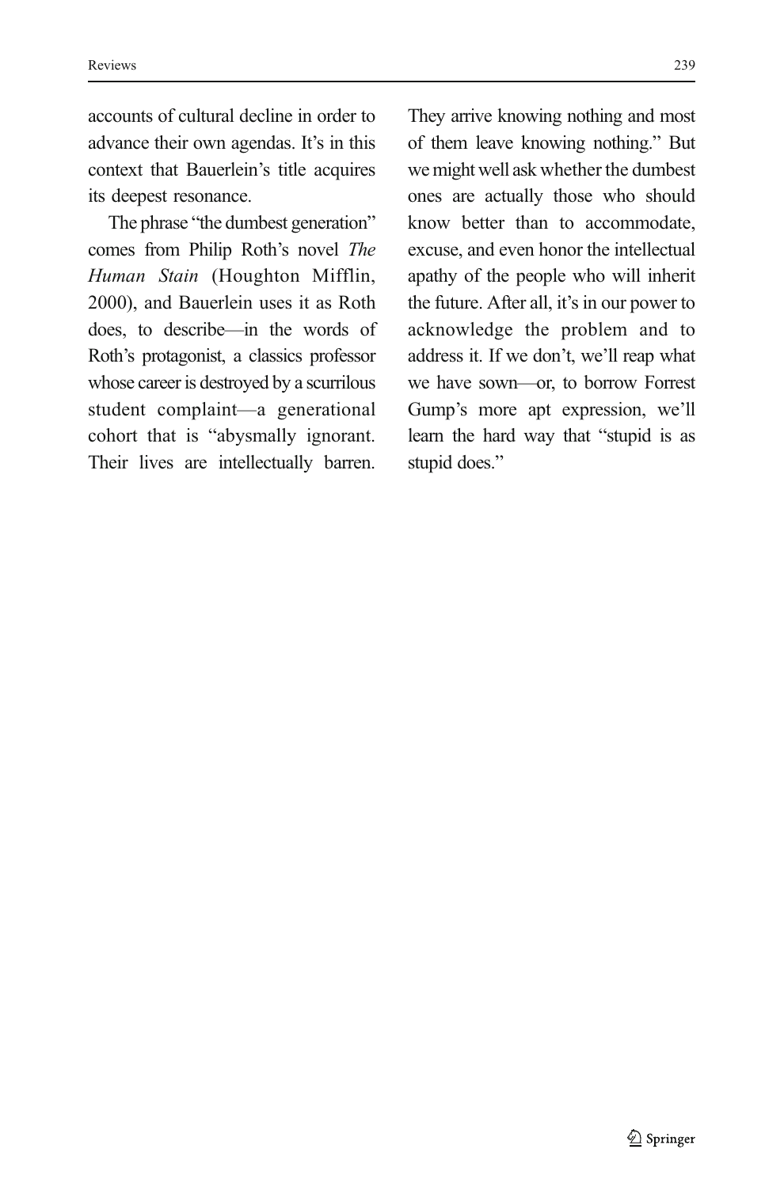accounts of cultural decline in order to advance their own agendas. It's in this context that Bauerlein's title acquires its deepest resonance.

The phrase "the dumbest generation" comes from Philip Roth's novel *The Human Stain* (Houghton Mifflin, 2000), and Bauerlein uses it as Roth does, to describe—in the words of Roth's protagonist, a classics professor whose career is destroyed by a scurrilous student complaint—a generational cohort that is "abysmally ignorant. Their lives are intellectually barren. They arrive knowing nothing and most of them leave knowing nothing." But we might well ask whether the dumbest ones are actually those who should know better than to accommodate, excuse, and even honor the intellectual apathy of the people who will inherit the future. After all, it's in our power to acknowledge the problem and to address it. If we don't, we'll reap what we have sown—or, to borrow Forrest Gump's more apt expression, we'll learn the hard way that "stupid is as stupid does."